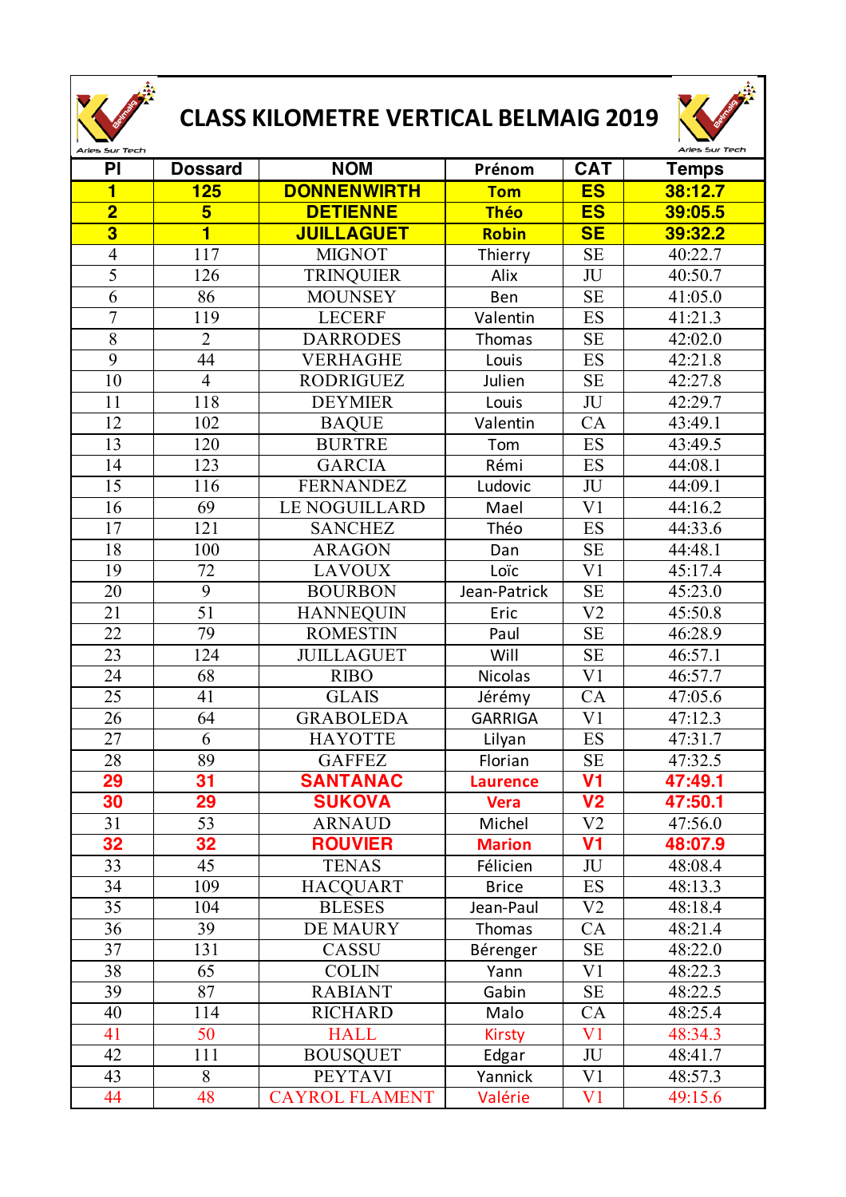# CLASS KILOMETRE VERTICAL BELMAIG 2019

| Pl | Dossard | NOM | Prénom | CAT | Temps |
|---|---|---|---|---|---|
| **1** | **125** | **DONNENWIRTH** | **Tom** | **ES** | **38:12.7** |
| **2** | **5** | **DETIENNE** | **Théo** | **ES** | **39:05.5** |
| **3** | **1** | **JUILLAGUET** | **Robin** | **SE** | **39:32.2** |
| 4 | 117 | MIGNOT | Thierry | SE | 40:22.7 |
| 5 | 126 | TRINQUIER | Alix | JU | 40:50.7 |
| 6 | 86 | MOUNSEY | Ben | SE | 41:05.0 |
| 7 | 119 | LECERF | Valentin | ES | 41:21.3 |
| 8 | 2 | DARRODES | Thomas | SE | 42:02.0 |
| 9 | 44 | VERHAGHE | Louis | ES | 42:21.8 |
| 10 | 4 | RODRIGUEZ | Julien | SE | 42:27.8 |
| 11 | 118 | DEYMIER | Louis | JU | 42:29.7 |
| 12 | 102 | BAQUE | Valentin | CA | 43:49.1 |
| 13 | 120 | BURTRE | Tom | ES | 43:49.5 |
| 14 | 123 | GARCIA | Rémi | ES | 44:08.1 |
| 15 | 116 | FERNANDEZ | Ludovic | JU | 44:09.1 |
| 16 | 69 | LE NOGUILLARD | Mael | V1 | 44:16.2 |
| 17 | 121 | SANCHEZ | Théo | ES | 44:33.6 |
| 18 | 100 | ARAGON | Dan | SE | 44:48.1 |
| 19 | 72 | LAVOUX | Loïc | V1 | 45:17.4 |
| 20 | 9 | BOURBON | Jean-Patrick | SE | 45:23.0 |
| 21 | 51 | HANNEQUIN | Eric | V2 | 45:50.8 |
| 22 | 79 | ROMESTIN | Paul | SE | 46:28.9 |
| 23 | 124 | JUILLAGUET | Will | SE | 46:57.1 |
| 24 | 68 | RIBO | Nicolas | V1 | 46:57.7 |
| 25 | 41 | GLAIS | Jérémy | CA | 47:05.6 |
| 26 | 64 | GRABOLEDA | GARRIGA | V1 | 47:12.3 |
| 27 | 6 | HAYOTTE | Lilyan | ES | 47:31.7 |
| 28 | 89 | GAFFEZ | Florian | SE | 47:32.5 |
| **29** | **31** | **SANTANAC** | **Laurence** | **V1** | **47:49.1** |
| **30** | **29** | **SUKOVA** | **Vera** | **V2** | **47:50.1** |
| 31 | 53 | ARNAUD | Michel | V2 | 47:56.0 |
| **32** | **32** | **ROUVIER** | **Marion** | **V1** | **48:07.9** |
| 33 | 45 | TENAS | Félicien | JU | 48:08.4 |
| 34 | 109 | HACQUART | Brice | ES | 48:13.3 |
| 35 | 104 | BLESES | Jean-Paul | V2 | 48:18.4 |
| 36 | 39 | DE MAURY | Thomas | CA | 48:21.4 |
| 37 | 131 | CASSU | Bérenger | SE | 48:22.0 |
| 38 | 65 | COLIN | Yann | V1 | 48:22.3 |
| 39 | 87 | RABIANT | Gabin | SE | 48:22.5 |
| 40 | 114 | RICHARD | Malo | CA | 48:25.4 |
| 41 | 50 | HALL | Kirsty | V1 | 48:34.3 |
| 42 | 111 | BOUSQUET | Edgar | JU | 48:41.7 |
| 43 | 8 | PEYTAVI | Yannick | V1 | 48:57.3 |
| 44 | 48 | CAYROL FLAMENT | Valérie | V1 | 49:15.6 |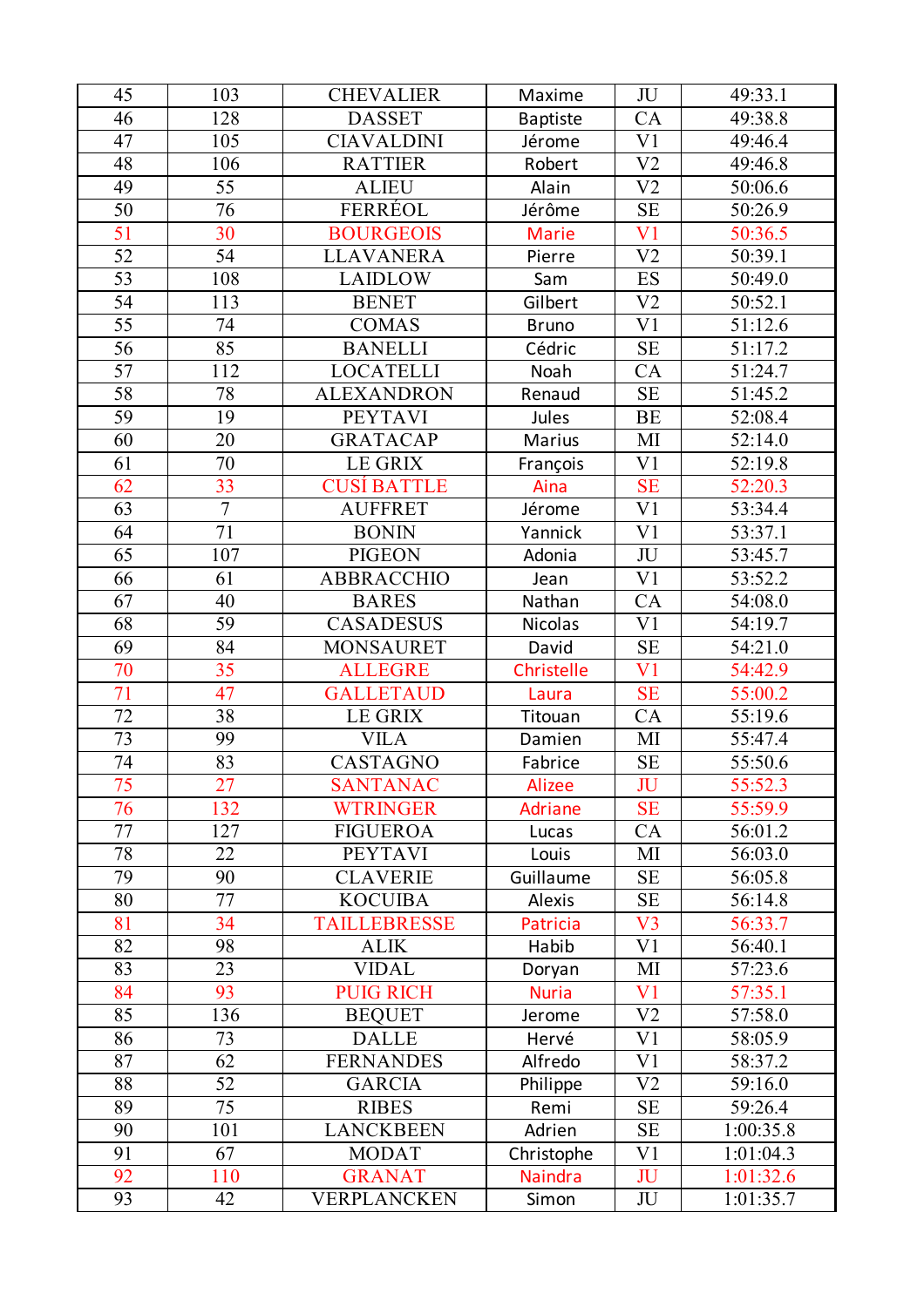| 45 | 103 | CHEVALIER | Maxime | JU | 49:33.1 |
|---|---|---|---|---|---|
| 46 | 128 | DASSET | Baptiste | CA | 49:38.8 |
| 47 | 105 | CIAVALDINI | Jérome | V1 | 49:46.4 |
| 48 | 106 | RATTIER | Robert | V2 | 49:46.8 |
| 49 | 55 | ALIEU | Alain | V2 | 50:06.6 |
| 50 | 76 | FERRÉOL | Jérôme | SE | 50:26.9 |
| 51 | 30 | BOURGEOIS | Marie | V1 | 50:36.5 |
| 52 | 54 | LLAVANERA | Pierre | V2 | 50:39.1 |
| 53 | 108 | LAIDLOW | Sam | ES | 50:49.0 |
| 54 | 113 | BENET | Gilbert | V2 | 50:52.1 |
| 55 | 74 | COMAS | Bruno | V1 | 51:12.6 |
| 56 | 85 | BANELLI | Cédric | SE | 51:17.2 |
| 57 | 112 | LOCATELLI | Noah | CA | 51:24.7 |
| 58 | 78 | ALEXANDRON | Renaud | SE | 51:45.2 |
| 59 | 19 | PEYTAVI | Jules | BE | 52:08.4 |
| 60 | 20 | GRATACAP | Marius | MI | 52:14.0 |
| 61 | 70 | LE GRIX | François | V1 | 52:19.8 |
| 62 | 33 | CUSÍ BATTLE | Aina | SE | 52:20.3 |
| 63 | 7 | AUFFRET | Jérome | V1 | 53:34.4 |
| 64 | 71 | BONIN | Yannick | V1 | 53:37.1 |
| 65 | 107 | PIGEON | Adonia | JU | 53:45.7 |
| 66 | 61 | ABBRACCHIO | Jean | V1 | 53:52.2 |
| 67 | 40 | BARES | Nathan | CA | 54:08.0 |
| 68 | 59 | CASADESUS | Nicolas | V1 | 54:19.7 |
| 69 | 84 | MONSAURET | David | SE | 54:21.0 |
| 70 | 35 | ALLEGRE | Christelle | V1 | 54:42.9 |
| 71 | 47 | GALLETAUD | Laura | SE | 55:00.2 |
| 72 | 38 | LE GRIX | Titouan | CA | 55:19.6 |
| 73 | 99 | VILA | Damien | MI | 55:47.4 |
| 74 | 83 | CASTAGNO | Fabrice | SE | 55:50.6 |
| 75 | 27 | SANTANAC | Alizee | JU | 55:52.3 |
| 76 | 132 | WTRINGER | Adriane | SE | 55:59.9 |
| 77 | 127 | FIGUEROA | Lucas | CA | 56:01.2 |
| 78 | 22 | PEYTAVI | Louis | MI | 56:03.0 |
| 79 | 90 | CLAVERIE | Guillaume | SE | 56:05.8 |
| 80 | 77 | KOCUIBA | Alexis | SE | 56:14.8 |
| 81 | 34 | TAILLEBRESSE | Patricia | V3 | 56:33.7 |
| 82 | 98 | ALIK | Habib | V1 | 56:40.1 |
| 83 | 23 | VIDAL | Doryan | MI | 57:23.6 |
| 84 | 93 | PUIG RICH | Nuria | V1 | 57:35.1 |
| 85 | 136 | BEQUET | Jerome | V2 | 57:58.0 |
| 86 | 73 | DALLE | Hervé | V1 | 58:05.9 |
| 87 | 62 | FERNANDES | Alfredo | V1 | 58:37.2 |
| 88 | 52 | GARCIA | Philippe | V2 | 59:16.0 |
| 89 | 75 | RIBES | Remi | SE | 59:26.4 |
| 90 | 101 | LANCKBEEN | Adrien | SE | 1:00:35.8 |
| 91 | 67 | MODAT | Christophe | V1 | 1:01:04.3 |
| 92 | 110 | GRANAT | Naindra | JU | 1:01:32.6 |
| 93 | 42 | VERPLANCKEN | Simon | JU | 1:01:35.7 |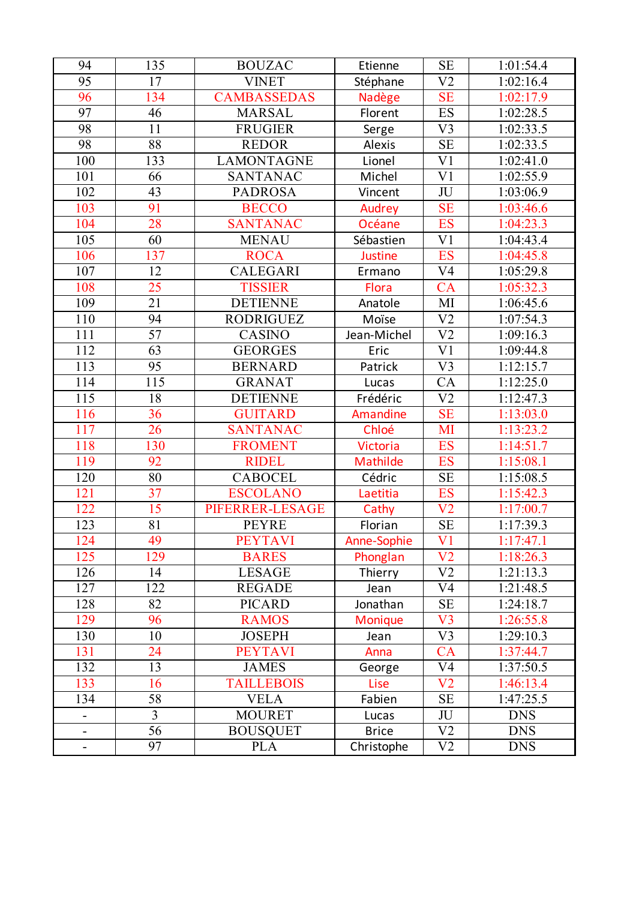| | | | | | |
|---|---|---|---|---|---|
| 94 | 135 | BOUZAC | Etienne | SE | 1:01:54.4 |
| 95 | 17 | VINET | Stéphane | V2 | 1:02:16.4 |
| 96 | 134 | CAMBASSEDAS | Nadège | SE | 1:02:17.9 |
| 97 | 46 | MARSAL | Florent | ES | 1:02:28.5 |
| 98 | 11 | FRUGIER | Serge | V3 | 1:02:33.5 |
| 98 | 88 | REDOR | Alexis | SE | 1:02:33.5 |
| 100 | 133 | LAMONTAGNE | Lionel | V1 | 1:02:41.0 |
| 101 | 66 | SANTANAC | Michel | V1 | 1:02:55.9 |
| 102 | 43 | PADROSA | Vincent | JU | 1:03:06.9 |
| 103 | 91 | BECCO | Audrey | SE | 1:03:46.6 |
| 104 | 28 | SANTANAC | Océane | ES | 1:04:23.3 |
| 105 | 60 | MENAU | Sébastien | V1 | 1:04:43.4 |
| 106 | 137 | ROCA | Justine | ES | 1:04:45.8 |
| 107 | 12 | CALEGARI | Ermano | V4 | 1:05:29.8 |
| 108 | 25 | TISSIER | Flora | CA | 1:05:32.3 |
| 109 | 21 | DETIENNE | Anatole | MI | 1:06:45.6 |
| 110 | 94 | RODRIGUEZ | Moïse | V2 | 1:07:54.3 |
| 111 | 57 | CASINO | Jean-Michel | V2 | 1:09:16.3 |
| 112 | 63 | GEORGES | Eric | V1 | 1:09:44.8 |
| 113 | 95 | BERNARD | Patrick | V3 | 1:12:15.7 |
| 114 | 115 | GRANAT | Lucas | CA | 1:12:25.0 |
| 115 | 18 | DETIENNE | Frédéric | V2 | 1:12:47.3 |
| 116 | 36 | GUITARD | Amandine | SE | 1:13:03.0 |
| 117 | 26 | SANTANAC | Chloé | MI | 1:13:23.2 |
| 118 | 130 | FROMENT | Victoria | ES | 1:14:51.7 |
| 119 | 92 | RIDEL | Mathilde | ES | 1:15:08.1 |
| 120 | 80 | CABOCEL | Cédric | SE | 1:15:08.5 |
| 121 | 37 | ESCOLANO | Laetitia | ES | 1:15:42.3 |
| 122 | 15 | PIFERRER-LESAGE | Cathy | V2 | 1:17:00.7 |
| 123 | 81 | PEYRE | Florian | SE | 1:17:39.3 |
| 124 | 49 | PEYTAVI | Anne-Sophie | V1 | 1:17:47.1 |
| 125 | 129 | BARES | Phonglan | V2 | 1:18:26.3 |
| 126 | 14 | LESAGE | Thierry | V2 | 1:21:13.3 |
| 127 | 122 | REGADE | Jean | V4 | 1:21:48.5 |
| 128 | 82 | PICARD | Jonathan | SE | 1:24:18.7 |
| 129 | 96 | RAMOS | Monique | V3 | 1:26:55.8 |
| 130 | 10 | JOSEPH | Jean | V3 | 1:29:10.3 |
| 131 | 24 | PEYTAVI | Anna | CA | 1:37:44.7 |
| 132 | 13 | JAMES | George | V4 | 1:37:50.5 |
| 133 | 16 | TAILLEBOIS | Lise | V2 | 1:46:13.4 |
| 134 | 58 | VELA | Fabien | SE | 1:47:25.5 |
| - | 3 | MOURET | Lucas | JU | DNS |
| - | 56 | BOUSQUET | Brice | V2 | DNS |
| - | 97 | PLA | Christophe | V2 | DNS |